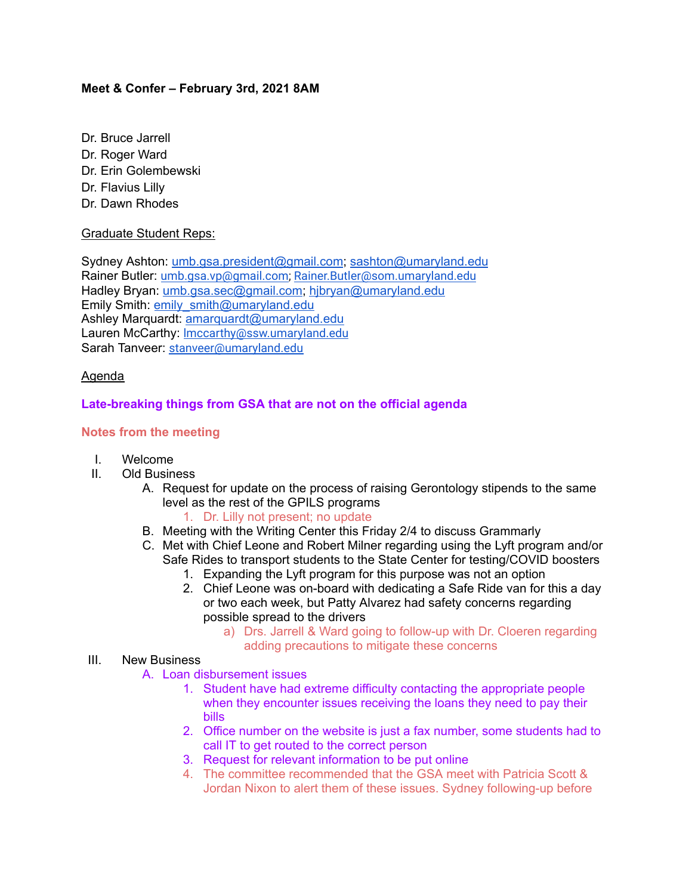**Meet & Confer – February 3rd, 2021 8AM**

Dr. Bruce Jarrell
Dr. Roger Ward
Dr. Erin Golembewski
Dr. Flavius Lilly
Dr. Dawn Rhodes

Graduate Student Reps:

Sydney Ashton: umb.gsa.president@gmail.com; sashton@umaryland.edu
Rainer Butler: umb.gsa.vp@gmail.com; Rainer.Butler@som.umaryland.edu
Hadley Bryan: umb.gsa.sec@gmail.com; hjbryan@umaryland.edu
Emily Smith: emily_smith@umaryland.edu
Ashley Marquardt: amarquardt@umaryland.edu
Lauren McCarthy: lmccarthy@ssw.umaryland.edu
Sarah Tanveer: stanveer@umaryland.edu

Agenda

**Late-breaking things from GSA that are not on the official agenda**

**Notes from the meeting**

I. Welcome
II. Old Business
    A. Request for update on the process of raising Gerontology stipends to the same level as the rest of the GPILS programs
        1. Dr. Lilly not present; no update
    B. Meeting with the Writing Center this Friday 2/4 to discuss Grammarly
    C. Met with Chief Leone and Robert Milner regarding using the Lyft program and/or Safe Rides to transport students to the State Center for testing/COVID boosters
        1. Expanding the Lyft program for this purpose was not an option
        2. Chief Leone was on-board with dedicating a Safe Ride van for this a day or two each week, but Patty Alvarez had safety concerns regarding possible spread to the drivers
            a) Drs. Jarrell & Ward going to follow-up with Dr. Cloeren regarding adding precautions to mitigate these concerns
III. New Business
    A. Loan disbursement issues
        1. Student have had extreme difficulty contacting the appropriate people when they encounter issues receiving the loans they need to pay their bills
        2. Office number on the website is just a fax number, some students had to call IT to get routed to the correct person
        3. Request for relevant information to be put online
        4. The committee recommended that the GSA meet with Patricia Scott & Jordan Nixon to alert them of these issues. Sydney following-up before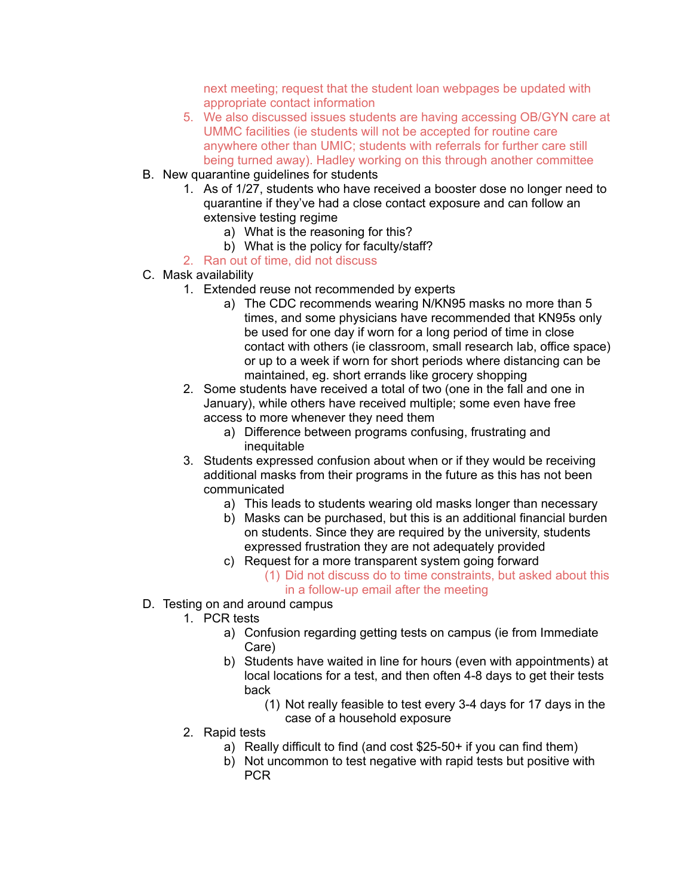next meeting; request that the student loan webpages be updated with appropriate contact information

5. We also discussed issues students are having accessing OB/GYN care at UMMC facilities (ie students will not be accepted for routine care anywhere other than UMIC; students with referrals for further care still being turned away). Hadley working on this through another committee

B. New quarantine guidelines for students
    1. As of 1/27, students who have received a booster dose no longer need to quarantine if they've had a close contact exposure and can follow an extensive testing regime
        a) What is the reasoning for this?
        b) What is the policy for faculty/staff?
    2. Ran out of time, did not discuss

C. Mask availability
    1. Extended reuse not recommended by experts
        a) The CDC recommends wearing N/KN95 masks no more than 5 times, and some physicians have recommended that KN95s only be used for one day if worn for a long period of time in close contact with others (ie classroom, small research lab, office space) or up to a week if worn for short periods where distancing can be maintained, eg. short errands like grocery shopping
    2. Some students have received a total of two (one in the fall and one in January), while others have received multiple; some even have free access to more whenever they need them
        a) Difference between programs confusing, frustrating and inequitable
    3. Students expressed confusion about when or if they would be receiving additional masks from their programs in the future as this has not been communicated
        a) This leads to students wearing old masks longer than necessary
        b) Masks can be purchased, but this is an additional financial burden on students. Since they are required by the university, students expressed frustration they are not adequately provided
        c) Request for a more transparent system going forward
            (1) Did not discuss do to time constraints, but asked about this in a follow-up email after the meeting

D. Testing on and around campus
    1. PCR tests
        a) Confusion regarding getting tests on campus (ie from Immediate Care)
        b) Students have waited in line for hours (even with appointments) at local locations for a test, and then often 4-8 days to get their tests back
            (1) Not really feasible to test every 3-4 days for 17 days in the case of a household exposure
    2. Rapid tests
        a) Really difficult to find (and cost $25-50+ if you can find them)
        b) Not uncommon to test negative with rapid tests but positive with PCR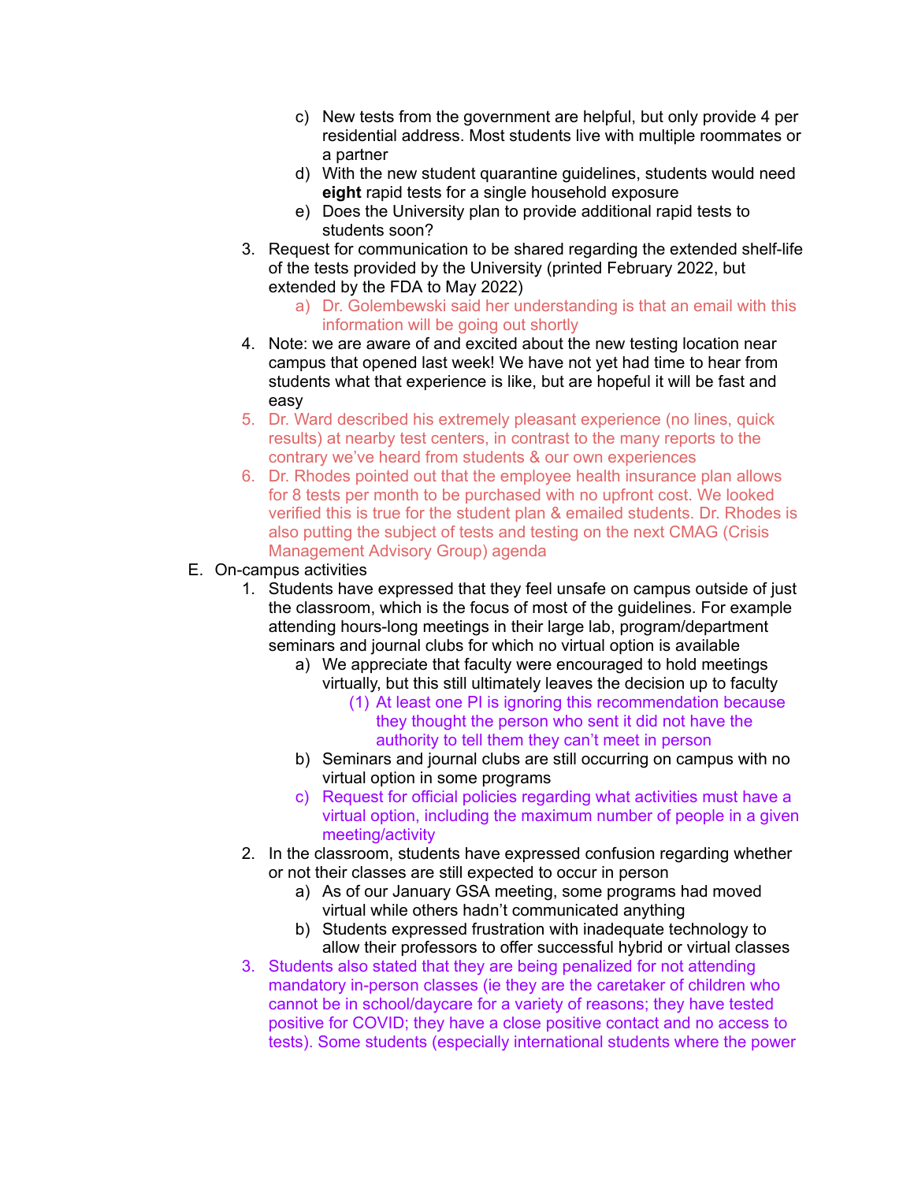c) New tests from the government are helpful, but only provide 4 per residential address. Most students live with multiple roommates or a partner

d) With the new student quarantine guidelines, students would need **eight** rapid tests for a single household exposure

e) Does the University plan to provide additional rapid tests to students soon?

3. Request for communication to be shared regarding the extended shelf-life of the tests provided by the University (printed February 2022, but extended by the FDA to May 2022)
    a) Dr. Golembewski said her understanding is that an email with this information will be going out shortly
4. Note: we are aware of and excited about the new testing location near campus that opened last week! We have not yet had time to hear from students what that experience is like, but are hopeful it will be fast and easy
5. Dr. Ward described his extremely pleasant experience (no lines, quick results) at nearby test centers, in contrast to the many reports to the contrary we've heard from students & our own experiences
6. Dr. Rhodes pointed out that the employee health insurance plan allows for 8 tests per month to be purchased with no upfront cost. We looked verified this is true for the student plan & emailed students. Dr. Rhodes is also putting the subject of tests and testing on the next CMAG (Crisis Management Advisory Group) agenda

E. On-campus activities

1. Students have expressed that they feel unsafe on campus outside of just the classroom, which is the focus of most of the guidelines. For example attending hours-long meetings in their large lab, program/department seminars and journal clubs for which no virtual option is available
    a) We appreciate that faculty were encouraged to hold meetings virtually, but this still ultimately leaves the decision up to faculty
        (1) At least one PI is ignoring this recommendation because they thought the person who sent it did not have the authority to tell them they can't meet in person
    b) Seminars and journal clubs are still occurring on campus with no virtual option in some programs
    c) Request for official policies regarding what activities must have a virtual option, including the maximum number of people in a given meeting/activity
2. In the classroom, students have expressed confusion regarding whether or not their classes are still expected to occur in person
    a) As of our January GSA meeting, some programs had moved virtual while others hadn't communicated anything
    b) Students expressed frustration with inadequate technology to allow their professors to offer successful hybrid or virtual classes
3. Students also stated that they are being penalized for not attending mandatory in-person classes (ie they are the caretaker of children who cannot be in school/daycare for a variety of reasons; they have tested positive for COVID; they have a close positive contact and no access to tests). Some students (especially international students where the power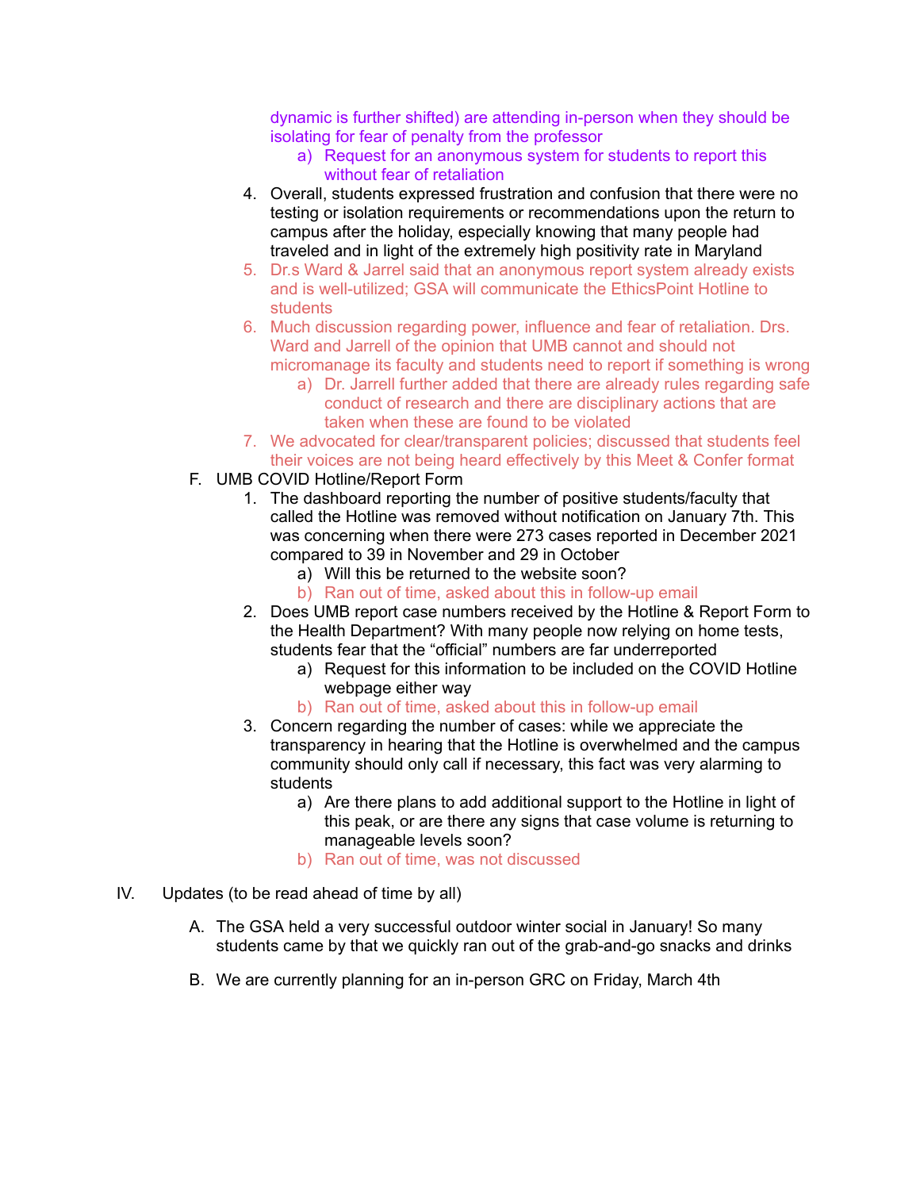dynamic is further shifted) are attending in-person when they should be isolating for fear of penalty from the professor

    a) Request for an anonymous system for students to report this without fear of retaliation

4. Overall, students expressed frustration and confusion that there were no testing or isolation requirements or recommendations upon the return to campus after the holiday, especially knowing that many people had traveled and in light of the extremely high positivity rate in Maryland
5. Dr.s Ward & Jarrel said that an anonymous report system already exists and is well-utilized; GSA will communicate the EthicsPoint Hotline to students
6. Much discussion regarding power, influence and fear of retaliation. Drs. Ward and Jarrell of the opinion that UMB cannot and should not micromanage its faculty and students need to report if something is wrong
    a) Dr. Jarrell further added that there are already rules regarding safe conduct of research and there are disciplinary actions that are taken when these are found to be violated
7. We advocated for clear/transparent policies; discussed that students feel their voices are not being heard effectively by this Meet & Confer format

F. UMB COVID Hotline/Report Form

1. The dashboard reporting the number of positive students/faculty that called the Hotline was removed without notification on January 7th. This was concerning when there were 273 cases reported in December 2021 compared to 39 in November and 29 in October
    a) Will this be returned to the website soon?
    b) Ran out of time, asked about this in follow-up email
2. Does UMB report case numbers received by the Hotline & Report Form to the Health Department? With many people now relying on home tests, students fear that the "official" numbers are far underreported
    a) Request for this information to be included on the COVID Hotline webpage either way
    b) Ran out of time, asked about this in follow-up email
3. Concern regarding the number of cases: while we appreciate the transparency in hearing that the Hotline is overwhelmed and the campus community should only call if necessary, this fact was very alarming to students
    a) Are there plans to add additional support to the Hotline in light of this peak, or are there any signs that case volume is returning to manageable levels soon?
    b) Ran out of time, was not discussed

IV. Updates (to be read ahead of time by all)

A. The GSA held a very successful outdoor winter social in January! So many students came by that we quickly ran out of the grab-and-go snacks and drinks

B. We are currently planning for an in-person GRC on Friday, March 4th